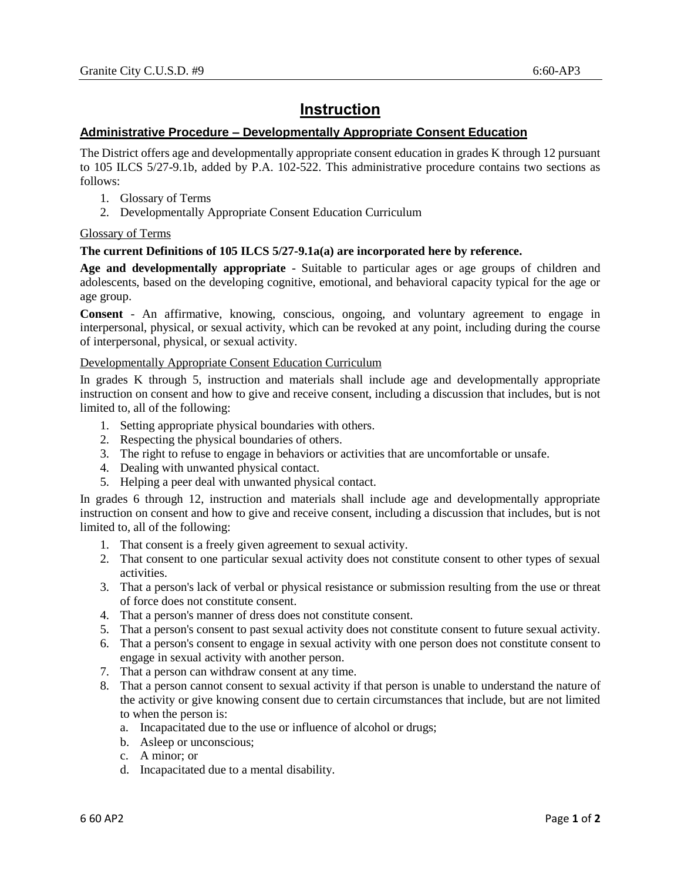# Instruction

## Administrative Procedure – Developmentally Appropriate Consent Education

The District offers age and developmentally appropriate consent education in grades K through 12 pursuant to 105 ILCS 5/27-9.1b, added by P.A. 102-522. This administrative procedure contains two sections as follows:

1. Glossary of Terms
2. Developmentally Appropriate Consent Education Curriculum

### Glossary of Terms

**The current Definitions of 105 ILCS 5/27-9.1a(a) are incorporated here by reference.**

**Age and developmentally appropriate** - Suitable to particular ages or age groups of children and adolescents, based on the developing cognitive, emotional, and behavioral capacity typical for the age or age group.

**Consent** - An affirmative, knowing, conscious, ongoing, and voluntary agreement to engage in interpersonal, physical, or sexual activity, which can be revoked at any point, including during the course of interpersonal, physical, or sexual activity.

### Developmentally Appropriate Consent Education Curriculum

In grades K through 5, instruction and materials shall include age and developmentally appropriate instruction on consent and how to give and receive consent, including a discussion that includes, but is not limited to, all of the following:

1. Setting appropriate physical boundaries with others.
2. Respecting the physical boundaries of others.
3. The right to refuse to engage in behaviors or activities that are uncomfortable or unsafe.
4. Dealing with unwanted physical contact.
5. Helping a peer deal with unwanted physical contact.

In grades 6 through 12, instruction and materials shall include age and developmentally appropriate instruction on consent and how to give and receive consent, including a discussion that includes, but is not limited to, all of the following:

1. That consent is a freely given agreement to sexual activity.
2. That consent to one particular sexual activity does not constitute consent to other types of sexual activities.
3. That a person's lack of verbal or physical resistance or submission resulting from the use or threat of force does not constitute consent.
4. That a person's manner of dress does not constitute consent.
5. That a person's consent to past sexual activity does not constitute consent to future sexual activity.
6. That a person's consent to engage in sexual activity with one person does not constitute consent to engage in sexual activity with another person.
7. That a person can withdraw consent at any time.
8. That a person cannot consent to sexual activity if that person is unable to understand the nature of the activity or give knowing consent due to certain circumstances that include, but are not limited to when the person is:
   a. Incapacitated due to the use or influence of alcohol or drugs;
   b. Asleep or unconscious;
   c. A minor; or
   d. Incapacitated due to a mental disability.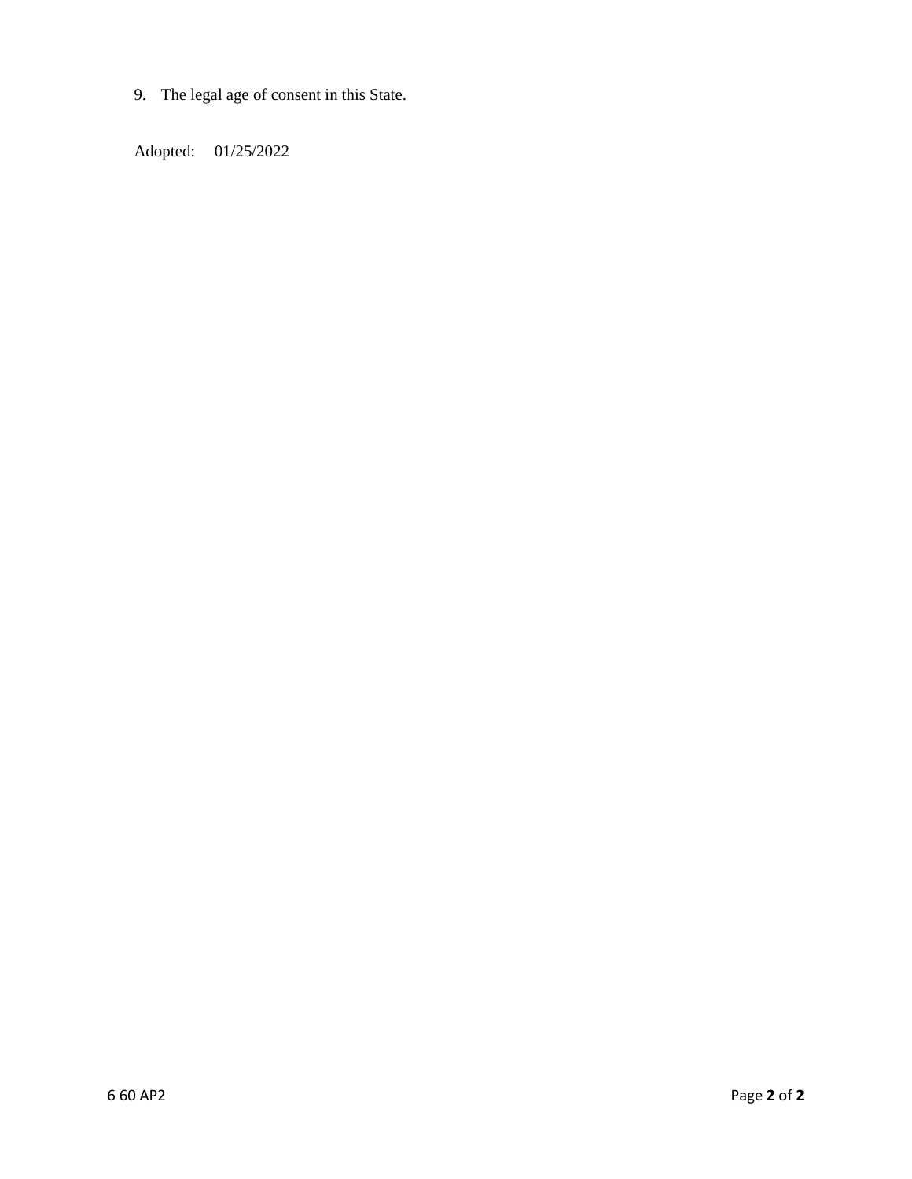9. The legal age of consent in this State.

Adopted: 01/25/2022